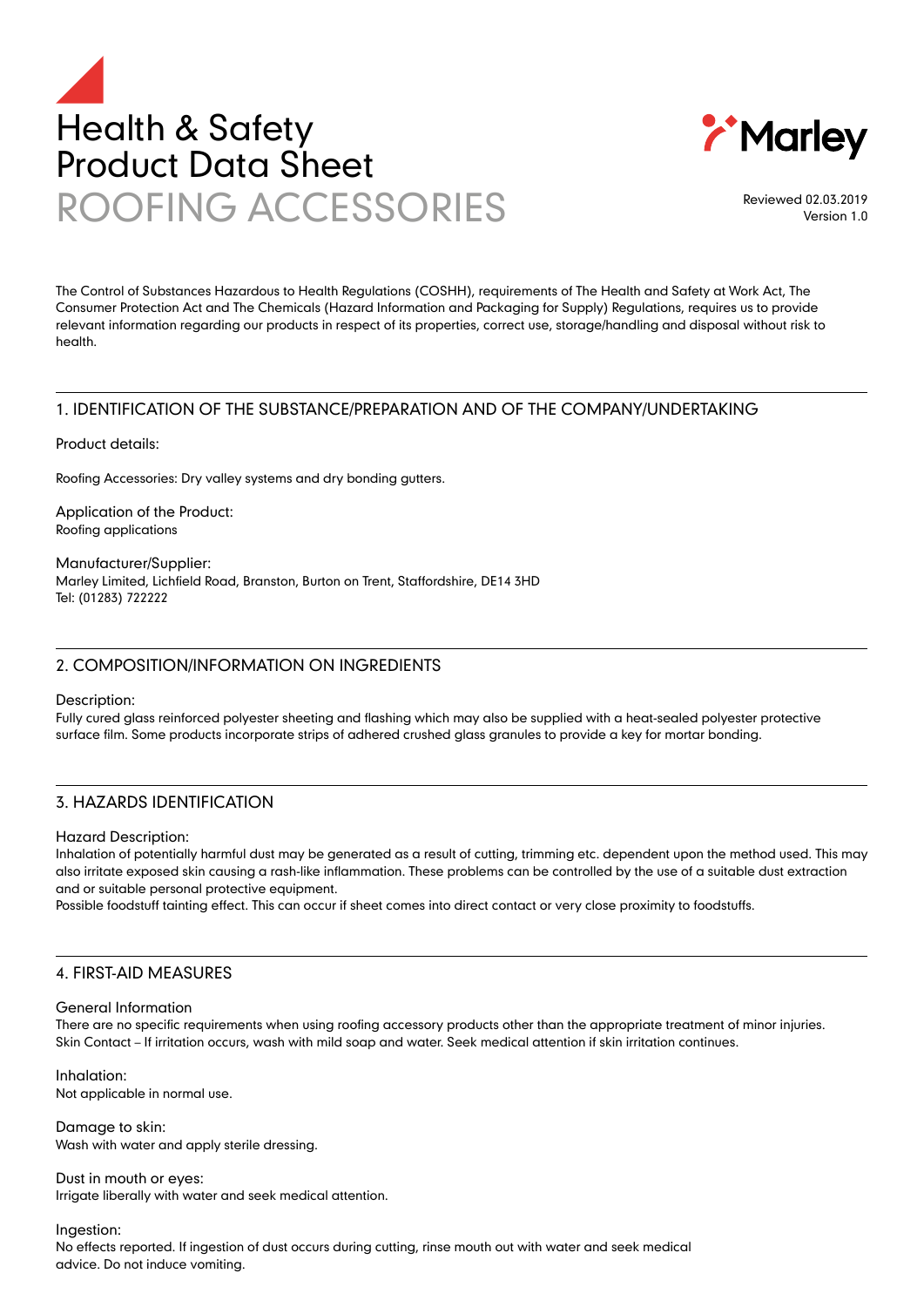# Health & Safety Product Data Sheet

# ROOFING ACCESSORIES

Marley

Reviewed 02.03.2019
Version 1.0

The Control of Substances Hazardous to Health Regulations (COSHH), requirements of The Health and Safety at Work Act, The Consumer Protection Act and The Chemicals (Hazard Information and Packaging for Supply) Regulations, requires us to provide relevant information regarding our products in respect of its properties, correct use, storage/handling and disposal without risk to health.

## 1. IDENTIFICATION OF THE SUBSTANCE/PREPARATION AND OF THE COMPANY/UNDERTAKING

Product details:

Roofing Accessories: Dry valley systems and dry bonding gutters.

Application of the Product:
Roofing applications

Manufacturer/Supplier:
Marley Limited, Lichfield Road, Branston, Burton on Trent, Staffordshire, DE14 3HD
Tel: (01283) 722222

## 2. COMPOSITION/INFORMATION ON INGREDIENTS

Description:
Fully cured glass reinforced polyester sheeting and flashing which may also be supplied with a heat-sealed polyester protective surface film. Some products incorporate strips of adhered crushed glass granules to provide a key for mortar bonding.

## 3. HAZARDS IDENTIFICATION

Hazard Description:
Inhalation of potentially harmful dust may be generated as a result of cutting, trimming etc. dependent upon the method used. This may also irritate exposed skin causing a rash-like inflammation. These problems can be controlled by the use of a suitable dust extraction and or suitable personal protective equipment.
Possible foodstuff tainting effect. This can occur if sheet comes into direct contact or very close proximity to foodstuffs.

## 4. FIRST-AID MEASURES

General Information
There are no specific requirements when using roofing accessory products other than the appropriate treatment of minor injuries.
Skin Contact – If irritation occurs, wash with mild soap and water. Seek medical attention if skin irritation continues.

Inhalation:
Not applicable in normal use.

Damage to skin:
Wash with water and apply sterile dressing.

Dust in mouth or eyes:
Irrigate liberally with water and seek medical attention.

Ingestion:
No effects reported. If ingestion of dust occurs during cutting, rinse mouth out with water and seek medical advice. Do not induce vomiting.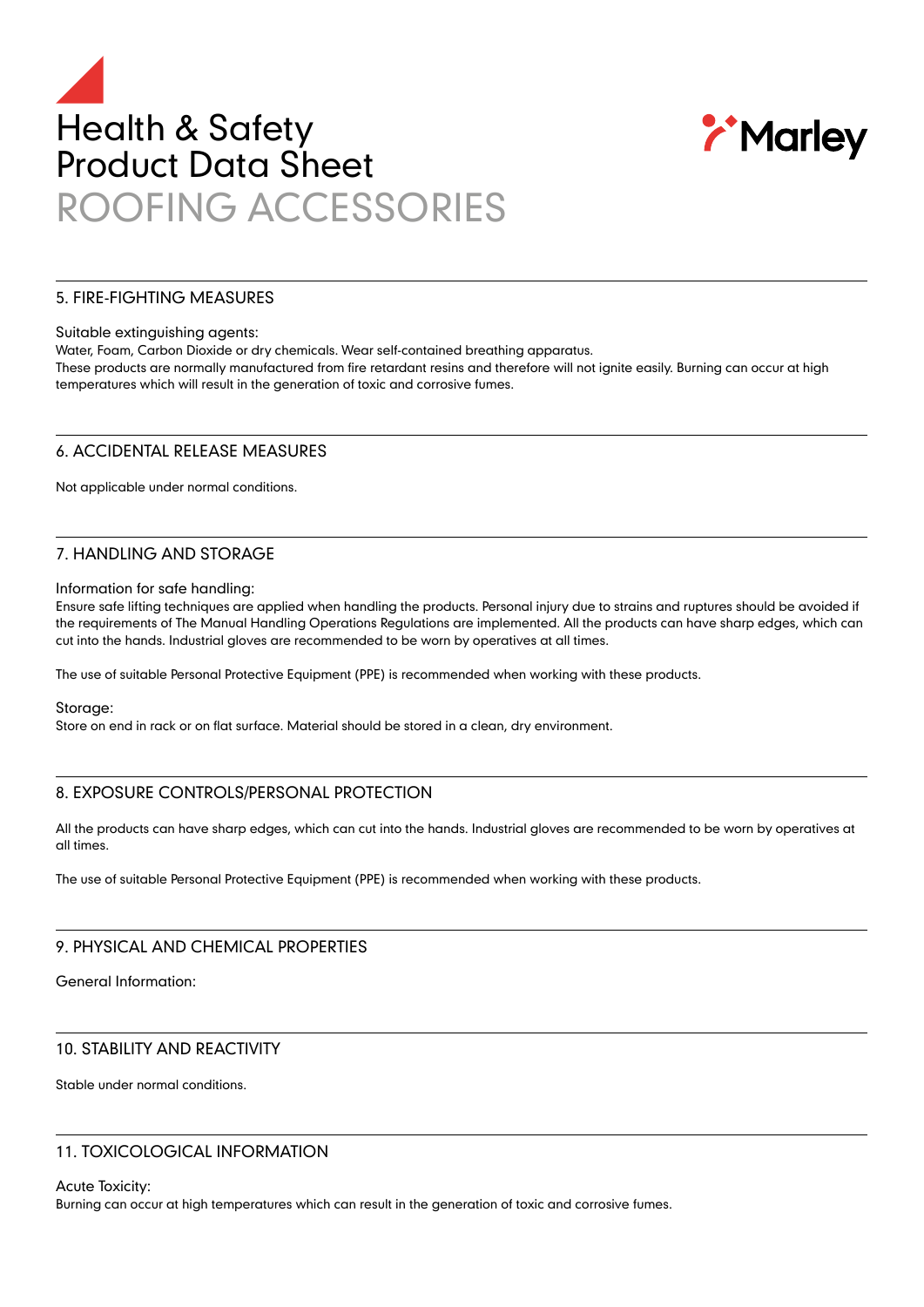# Health & Safety Product Data Sheet

## ROOFING ACCESSORIES

### 5. FIRE-FIGHTING MEASURES

Suitable extinguishing agents:

Water, Foam, Carbon Dioxide or dry chemicals. Wear self-contained breathing apparatus.

These products are normally manufactured from fire retardant resins and therefore will not ignite easily. Burning can occur at high temperatures which will result in the generation of toxic and corrosive fumes.

### 6. ACCIDENTAL RELEASE MEASURES

Not applicable under normal conditions.

### 7. HANDLING AND STORAGE

Information for safe handling:

Ensure safe lifting techniques are applied when handling the products. Personal injury due to strains and ruptures should be avoided if the requirements of The Manual Handling Operations Regulations are implemented. All the products can have sharp edges, which can cut into the hands. Industrial gloves are recommended to be worn by operatives at all times.

The use of suitable Personal Protective Equipment (PPE) is recommended when working with these products.

Storage:

Store on end in rack or on flat surface. Material should be stored in a clean, dry environment.

### 8. EXPOSURE CONTROLS/PERSONAL PROTECTION

All the products can have sharp edges, which can cut into the hands. Industrial gloves are recommended to be worn by operatives at all times.

The use of suitable Personal Protective Equipment (PPE) is recommended when working with these products.

### 9. PHYSICAL AND CHEMICAL PROPERTIES

General Information:

### 10. STABILITY AND REACTIVITY

Stable under normal conditions.

### 11. TOXICOLOGICAL INFORMATION

Acute Toxicity:

Burning can occur at high temperatures which can result in the generation of toxic and corrosive fumes.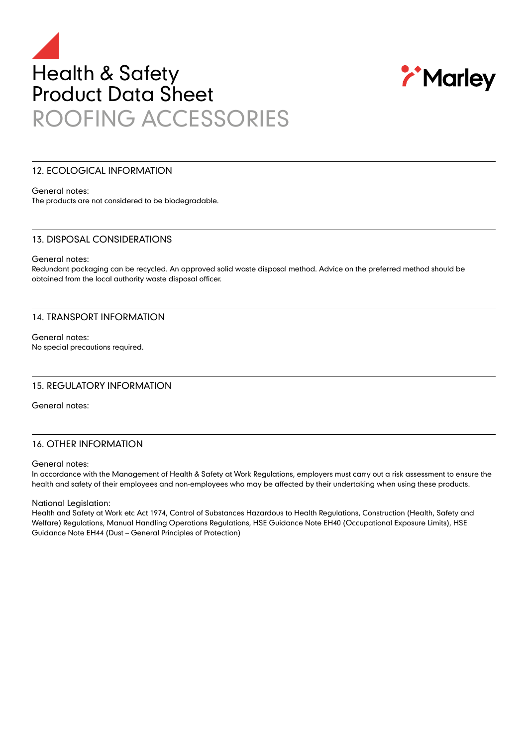# Health & Safety Product Data Sheet
## ROOFING ACCESSORIES

Marley

### 12. ECOLOGICAL INFORMATION

General notes:
The products are not considered to be biodegradable.

### 13. DISPOSAL CONSIDERATIONS

General notes:
Redundant packaging can be recycled. An approved solid waste disposal method. Advice on the preferred method should be obtained from the local authority waste disposal officer.

### 14. TRANSPORT INFORMATION

General notes:
No special precautions required.

### 15. REGULATORY INFORMATION

General notes:

### 16. OTHER INFORMATION

General notes:
In accordance with the Management of Health & Safety at Work Regulations, employers must carry out a risk assessment to ensure the health and safety of their employees and non-employees who may be affected by their undertaking when using these products.

National Legislation:
Health and Safety at Work etc Act 1974, Control of Substances Hazardous to Health Regulations, Construction (Health, Safety and Welfare) Regulations, Manual Handling Operations Regulations, HSE Guidance Note EH40 (Occupational Exposure Limits), HSE Guidance Note EH44 (Dust – General Principles of Protection)